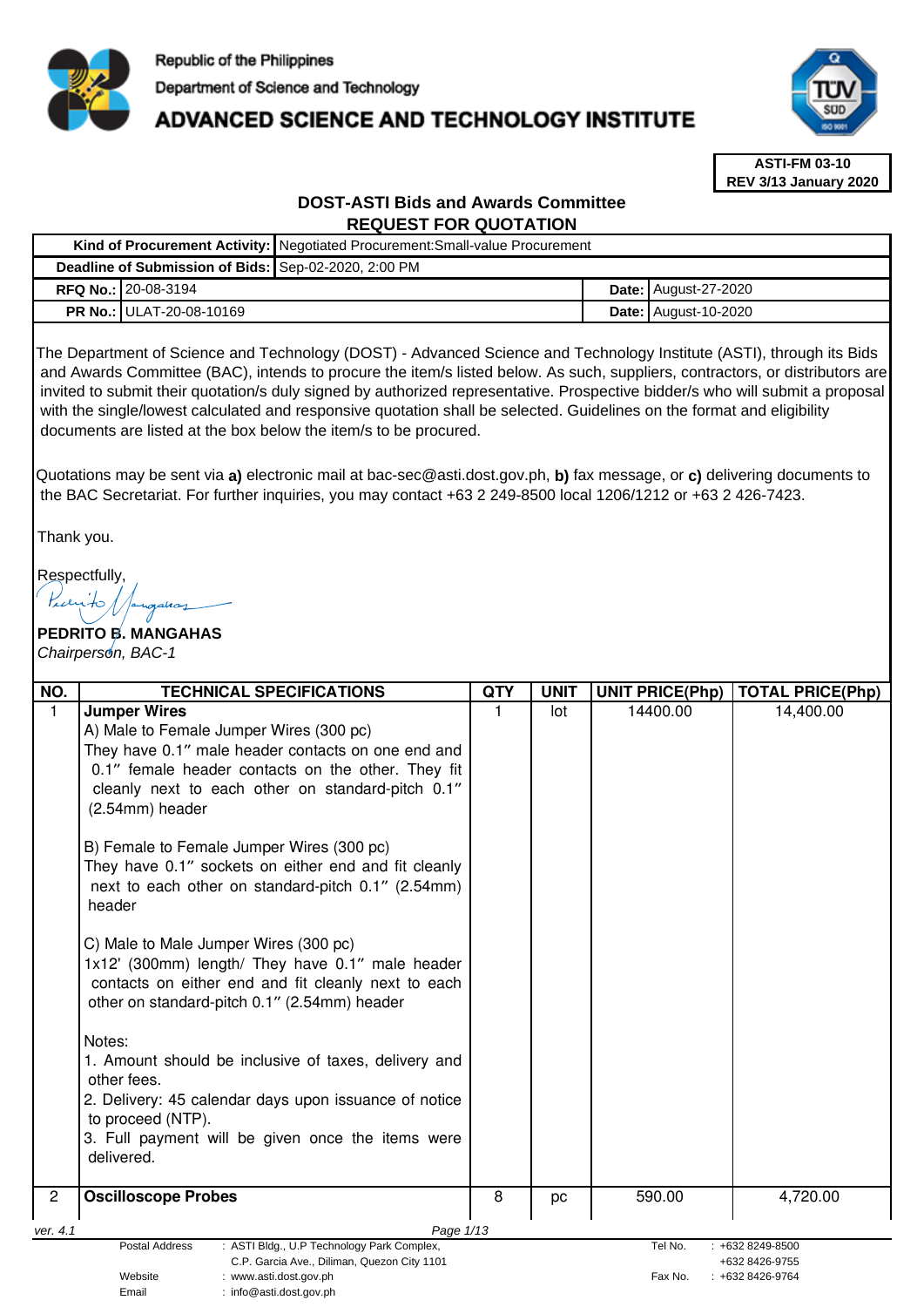Republic of the Philippines
Department of Science and Technology
# ADVANCED SCIENCE AND TECHNOLOGY INSTITUTE

**ASTI-FM 03-10**
**REV 3/13 January 2020**

## DOST-ASTI Bids and Awards Committee
## REQUEST FOR QUOTATION

| | | | |
|---|---|---|---|
| **Kind of Procurement Activity:** | Negotiated Procurement:Small-value Procurement | | |
| **Deadline of Submission of Bids:** | Sep-02-2020, 2:00 PM | | |
| **RFQ No.:** | 20-08-3194 | **Date:** | August-27-2020 |
| **PR No.:** | ULAT-20-08-10169 | **Date:** | August-10-2020 |

The Department of Science and Technology (DOST) - Advanced Science and Technology Institute (ASTI), through its Bids and Awards Committee (BAC), intends to procure the item/s listed below. As such, suppliers, contractors, or distributors are invited to submit their quotation/s duly signed by authorized representative. Prospective bidder/s who will submit a proposal with the single/lowest calculated and responsive quotation shall be selected. Guidelines on the format and eligibility documents are listed at the box below the item/s to be procured.

Quotations may be sent via **a)** electronic mail at bac-sec@asti.dost.gov.ph, **b)** fax message, or **c)** delivering documents to the BAC Secretariat. For further inquiries, you may contact +63 2 249-8500 local 1206/1212 or +63 2 426-7423.

Thank you.

Respectfully,

**PEDRITO B. MANGAHAS**
*Chairperson, BAC-1*

| NO. | TECHNICAL SPECIFICATIONS | QTY | UNIT | UNIT PRICE(Php) | TOTAL PRICE(Php) |
|---|---|---|---|---|---|
| 1 | **Jumper Wires**<br>A) Male to Female Jumper Wires (300 pc)<br>They have 0.1″ male header contacts on one end and 0.1″ female header contacts on the other. They fit cleanly next to each other on standard-pitch 0.1″ (2.54mm) header<br><br>B) Female to Female Jumper Wires (300 pc)<br>They have 0.1″ sockets on either end and fit cleanly next to each other on standard-pitch 0.1″ (2.54mm) header<br><br>C) Male to Male Jumper Wires (300 pc)<br>1x12' (300mm) length/ They have 0.1″ male header contacts on either end and fit cleanly next to each other on standard-pitch 0.1″ (2.54mm) header<br><br>Notes:<br>1. Amount should be inclusive of taxes, delivery and other fees.<br>2. Delivery: 45 calendar days upon issuance of notice to proceed (NTP).<br>3. Full payment will be given once the items were delivered. | 1 | lot | 14400.00 | 14,400.00 |
| 2 | **Oscilloscope Probes** | 8 | pc | 590.00 | 4,720.00 |

ver. 4.1

| | | | |
|---|---|---|---|
| Postal Address | : ASTI Bldg., U.P Technology Park Complex, C.P. Garcia Ave., Diliman, Quezon City 1101 | Tel No. | : +632 8249-8500<br>+632 8426-9755 |
| Website | : www.asti.dost.gov.ph | Fax No. | : +632 8426-9764 |
| Email | : info@asti.dost.gov.ph | | |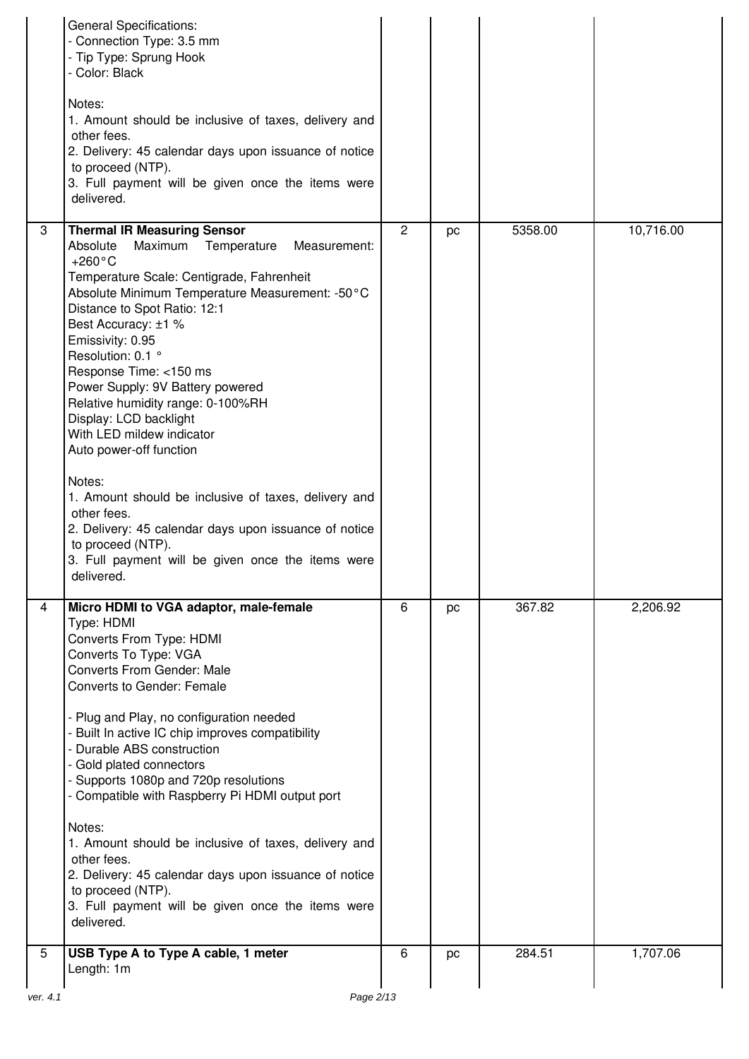| | | | | | |
|---|---|---|---|---|---|
| | General Specifications:<br>- Connection Type: 3.5 mm<br>- Tip Type: Sprung Hook<br>- Color: Black<br><br>Notes:<br>1. Amount should be inclusive of taxes, delivery and other fees.<br>2. Delivery: 45 calendar days upon issuance of notice to proceed (NTP).<br>3. Full payment will be given once the items were delivered. | | | | |
| 3 | **Thermal IR Measuring Sensor**<br>Absolute Maximum Temperature Measurement: +260°C<br>Temperature Scale: Centigrade, Fahrenheit<br>Absolute Minimum Temperature Measurement: -50°C<br>Distance to Spot Ratio: 12:1<br>Best Accuracy: ±1 %<br>Emissivity: 0.95<br>Resolution: 0.1 °<br>Response Time: <150 ms<br>Power Supply: 9V Battery powered<br>Relative humidity range: 0-100%RH<br>Display: LCD backlight<br>With LED mildew indicator<br>Auto power-off function<br><br>Notes:<br>1. Amount should be inclusive of taxes, delivery and other fees.<br>2. Delivery: 45 calendar days upon issuance of notice to proceed (NTP).<br>3. Full payment will be given once the items were delivered. | 2 | pc | 5358.00 | 10,716.00 |
| 4 | **Micro HDMI to VGA adaptor, male-female**<br>Type: HDMI<br>Converts From Type: HDMI<br>Converts To Type: VGA<br>Converts From Gender: Male<br>Converts to Gender: Female<br><br>- Plug and Play, no configuration needed<br>- Built In active IC chip improves compatibility<br>- Durable ABS construction<br>- Gold plated connectors<br>- Supports 1080p and 720p resolutions<br>- Compatible with Raspberry Pi HDMI output port<br><br>Notes:<br>1. Amount should be inclusive of taxes, delivery and other fees.<br>2. Delivery: 45 calendar days upon issuance of notice to proceed (NTP).<br>3. Full payment will be given once the items were delivered. | 6 | pc | 367.82 | 2,206.92 |
| 5 | **USB Type A to Type A cable, 1 meter**<br>Length: 1m | 6 | pc | 284.51 | 1,707.06 |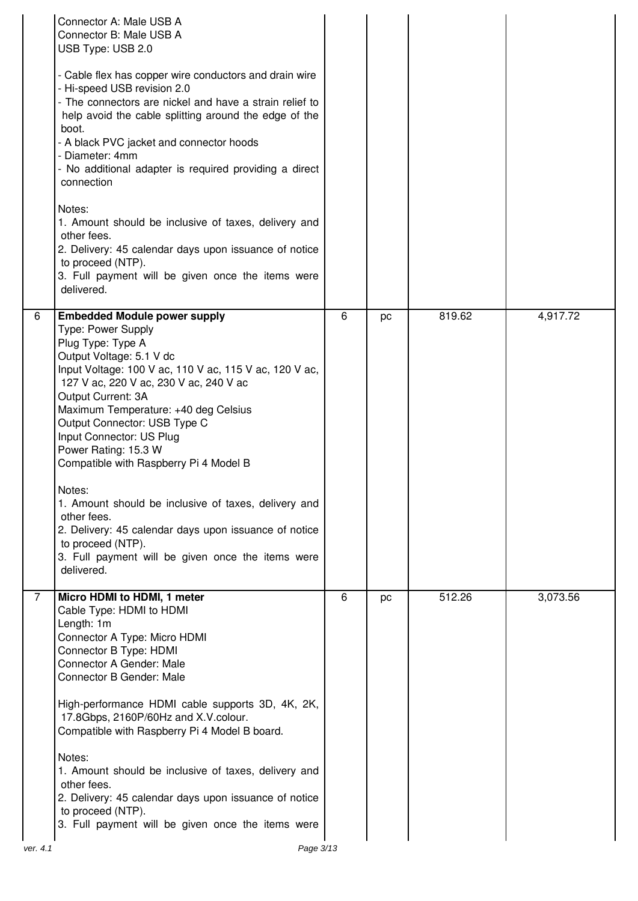| | | | | | |
|---|---|---|---|---|---|
| | Connector A: Male USB A<br>Connector B: Male USB A<br>USB Type: USB 2.0<br><br>- Cable flex has copper wire conductors and drain wire<br>- Hi-speed USB revision 2.0<br>- The connectors are nickel and have a strain relief to help avoid the cable splitting around the edge of the boot.<br>- A black PVC jacket and connector hoods<br>- Diameter: 4mm<br>- No additional adapter is required providing a direct connection<br><br>Notes:<br>1. Amount should be inclusive of taxes, delivery and other fees.<br>2. Delivery: 45 calendar days upon issuance of notice to proceed (NTP).<br>3. Full payment will be given once the items were delivered. | | | | |
| 6 | **Embedded Module power supply**<br>Type: Power Supply<br>Plug Type: Type A<br>Output Voltage: 5.1 V dc<br>Input Voltage: 100 V ac, 110 V ac, 115 V ac, 120 V ac, 127 V ac, 220 V ac, 230 V ac, 240 V ac<br>Output Current: 3A<br>Maximum Temperature: +40 deg Celsius<br>Output Connector: USB Type C<br>Input Connector: US Plug<br>Power Rating: 15.3 W<br>Compatible with Raspberry Pi 4 Model B<br><br>Notes:<br>1. Amount should be inclusive of taxes, delivery and other fees.<br>2. Delivery: 45 calendar days upon issuance of notice to proceed (NTP).<br>3. Full payment will be given once the items were delivered. | 6 | pc | 819.62 | 4,917.72 |
| 7 | **Micro HDMI to HDMI, 1 meter**<br>Cable Type: HDMI to HDMI<br>Length: 1m<br>Connector A Type: Micro HDMI<br>Connector B Type: HDMI<br>Connector A Gender: Male<br>Connector B Gender: Male<br><br>High-performance HDMI cable supports 3D, 4K, 2K, 17.8Gbps, 2160P/60Hz and X.V.colour.<br>Compatible with Raspberry Pi 4 Model B board.<br><br>Notes:<br>1. Amount should be inclusive of taxes, delivery and other fees.<br>2. Delivery: 45 calendar days upon issuance of notice to proceed (NTP).<br>3. Full payment will be given once the items were | 6 | pc | 512.26 | 3,073.56 |

ver. 4.1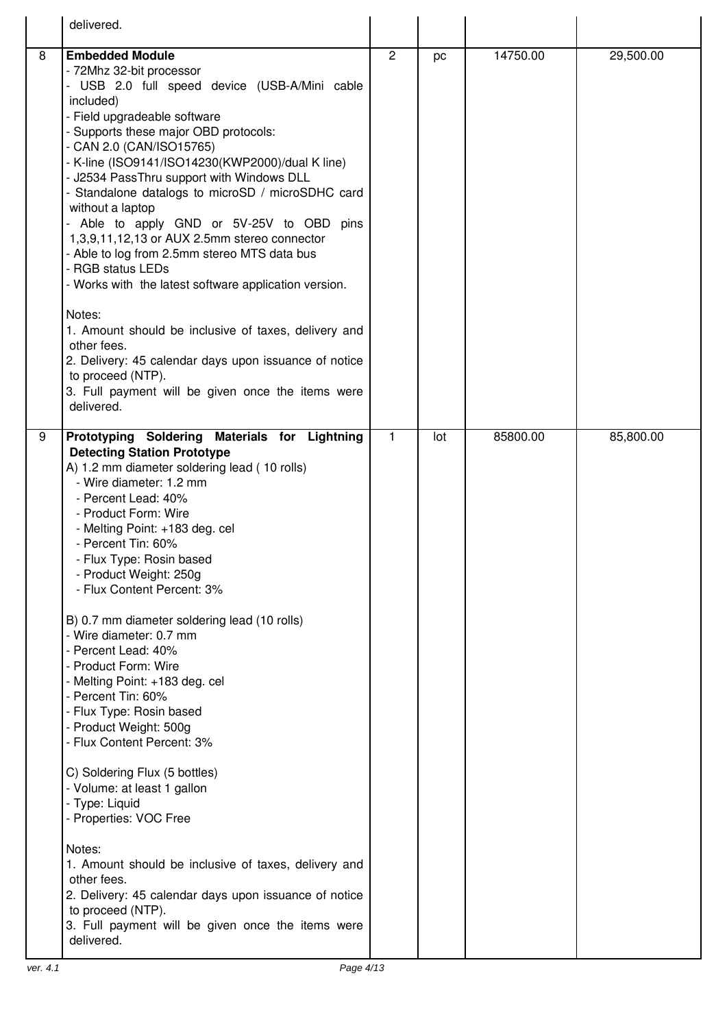| | | | | | |
|---|---|---|---|---|---|
| | delivered. | | | | |
| 8 | **Embedded Module**<br>- 72Mhz 32-bit processor<br>- USB 2.0 full speed device (USB-A/Mini cable included)<br>- Field upgradeable software<br>- Supports these major OBD protocols:<br>- CAN 2.0 (CAN/ISO15765)<br>- K-line (ISO9141/ISO14230(KWP2000)/dual K line)<br>- J2534 PassThru support with Windows DLL<br>- Standalone datalogs to microSD / microSDHC card without a laptop<br>- Able to apply GND or 5V-25V to OBD pins 1,3,9,11,12,13 or AUX 2.5mm stereo connector<br>- Able to log from 2.5mm stereo MTS data bus<br>- RGB status LEDs<br>- Works with the latest software application version.<br><br>Notes:<br>1. Amount should be inclusive of taxes, delivery and other fees.<br>2. Delivery: 45 calendar days upon issuance of notice to proceed (NTP).<br>3. Full payment will be given once the items were delivered. | 2 | pc | 14750.00 | 29,500.00 |
| 9 | **Prototyping Soldering Materials for Lightning Detecting Station Prototype**<br>A) 1.2 mm diameter soldering lead ( 10 rolls)<br>- Wire diameter: 1.2 mm<br>- Percent Lead: 40%<br>- Product Form: Wire<br>- Melting Point: +183 deg. cel<br>- Percent Tin: 60%<br>- Flux Type: Rosin based<br>- Product Weight: 250g<br>- Flux Content Percent: 3%<br><br>B) 0.7 mm diameter soldering lead (10 rolls)<br>- Wire diameter: 0.7 mm<br>- Percent Lead: 40%<br>- Product Form: Wire<br>- Melting Point: +183 deg. cel<br>- Percent Tin: 60%<br>- Flux Type: Rosin based<br>- Product Weight: 500g<br>- Flux Content Percent: 3%<br><br>C) Soldering Flux (5 bottles)<br>- Volume: at least 1 gallon<br>- Type: Liquid<br>- Properties: VOC Free<br><br>Notes:<br>1. Amount should be inclusive of taxes, delivery and other fees.<br>2. Delivery: 45 calendar days upon issuance of notice to proceed (NTP).<br>3. Full payment will be given once the items were delivered. | 1 | lot | 85800.00 | 85,800.00 |

ver. 4.1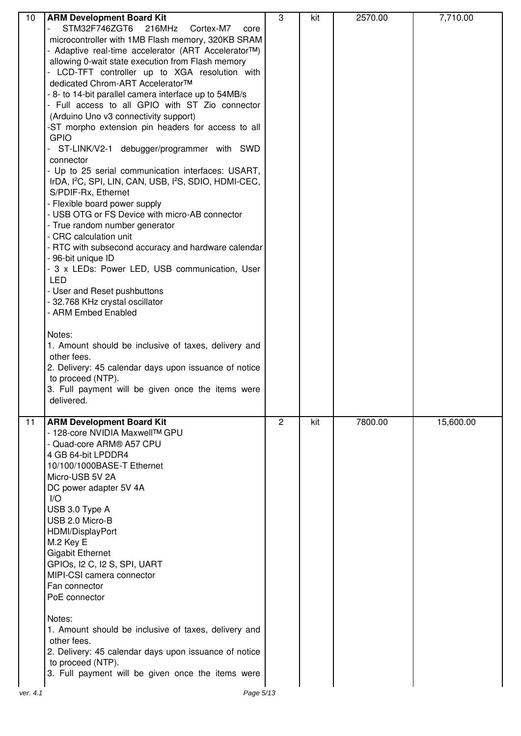| 10 | **ARM Development Board Kit**<br>- STM32F746ZGT6 216MHz Cortex-M7 core microcontroller with 1MB Flash memory, 320KB SRAM<br>- Adaptive real-time accelerator (ART Accelerator™) allowing 0-wait state execution from Flash memory<br>- LCD-TFT controller up to XGA resolution with dedicated Chrom-ART Accelerator™<br>- 8- to 14-bit parallel camera interface up to 54MB/s<br>- Full access to all GPIO with ST Zio connector (Arduino Uno v3 connectivity support)<br>-ST morpho extension pin headers for access to all GPIO<br>- ST-LINK/V2-1 debugger/programmer with SWD connector<br>- Up to 25 serial communication interfaces: USART, IrDA, I²C, SPI, LIN, CAN, USB, I²S, SDIO, HDMI-CEC, S/PDIF-Rx, Ethernet<br>- Flexible board power supply<br>- USB OTG or FS Device with micro-AB connector<br>- True random number generator<br>- CRC calculation unit<br>- RTC with subsecond accuracy and hardware calendar<br>- 96-bit unique ID<br>- 3 x LEDs: Power LED, USB communication, User LED<br>- User and Reset pushbuttons<br>- 32.768 KHz crystal oscillator<br>- ARM Embed Enabled<br><br>Notes:<br>1. Amount should be inclusive of taxes, delivery and other fees.<br>2. Delivery: 45 calendar days upon issuance of notice to proceed (NTP).<br>3. Full payment will be given once the items were delivered. | 3 | kit | 2570.00 | 7,710.00 |
|---|---|---|---|---|---|
| 11 | **ARM Development Board Kit**<br>- 128-core NVIDIA Maxwell™ GPU<br>- Quad-core ARM® A57 CPU<br>4 GB 64-bit LPDDR4<br>10/100/1000BASE-T Ethernet<br>Micro-USB 5V 2A<br>DC power adapter 5V 4A<br>I/O<br>USB 3.0 Type A<br>USB 2.0 Micro-B<br>HDMI/DisplayPort<br>M.2 Key E<br>Gigabit Ethernet<br>GPIOs, I2 C, I2 S, SPI, UART<br>MIPI-CSI camera connector<br>Fan connector<br>PoE connector<br><br>Notes:<br>1. Amount should be inclusive of taxes, delivery and other fees.<br>2. Delivery: 45 calendar days upon issuance of notice to proceed (NTP).<br>3. Full payment will be given once the items were | 2 | kit | 7800.00 | 15,600.00 |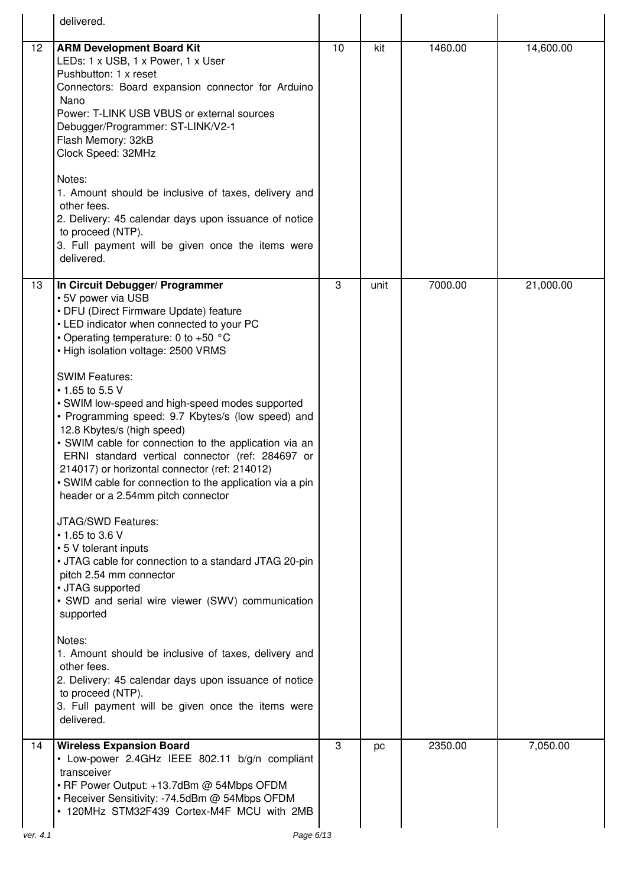| | | | | | |
|---|---|---|---|---|---|
| | delivered. | | | | |
| 12 | **ARM Development Board Kit**<br>LEDs: 1 x USB, 1 x Power, 1 x User<br>Pushbutton: 1 x reset<br>Connectors: Board expansion connector for Arduino Nano<br>Power: T-LINK USB VBUS or external sources<br>Debugger/Programmer: ST-LINK/V2-1<br>Flash Memory: 32kB<br>Clock Speed: 32MHz<br><br>Notes:<br>1. Amount should be inclusive of taxes, delivery and other fees.<br>2. Delivery: 45 calendar days upon issuance of notice to proceed (NTP).<br>3. Full payment will be given once the items were delivered. | 10 | kit | 1460.00 | 14,600.00 |
| 13 | **In Circuit Debugger/ Programmer**<br>• 5V power via USB<br>• DFU (Direct Firmware Update) feature<br>• LED indicator when connected to your PC<br>• Operating temperature: 0 to +50 °C<br>• High isolation voltage: 2500 VRMS<br><br>SWIM Features:<br>• 1.65 to 5.5 V<br>• SWIM low-speed and high-speed modes supported<br>• Programming speed: 9.7 Kbytes/s (low speed) and 12.8 Kbytes/s (high speed)<br>• SWIM cable for connection to the application via an ERNI standard vertical connector (ref: 284697 or 214017) or horizontal connector (ref: 214012)<br>• SWIM cable for connection to the application via a pin header or a 2.54mm pitch connector<br><br>JTAG/SWD Features:<br>• 1.65 to 3.6 V<br>• 5 V tolerant inputs<br>• JTAG cable for connection to a standard JTAG 20-pin pitch 2.54 mm connector<br>• JTAG supported<br>• SWD and serial wire viewer (SWV) communication supported<br><br>Notes:<br>1. Amount should be inclusive of taxes, delivery and other fees.<br>2. Delivery: 45 calendar days upon issuance of notice to proceed (NTP).<br>3. Full payment will be given once the items were delivered. | 3 | unit | 7000.00 | 21,000.00 |
| 14 | **Wireless Expansion Board**<br>• Low-power 2.4GHz IEEE 802.11 b/g/n compliant transceiver<br>• RF Power Output: +13.7dBm @ 54Mbps OFDM<br>• Receiver Sensitivity: -74.5dBm @ 54Mbps OFDM<br>• 120MHz STM32F439 Cortex-M4F MCU with 2MB | 3 | pc | 2350.00 | 7,050.00 |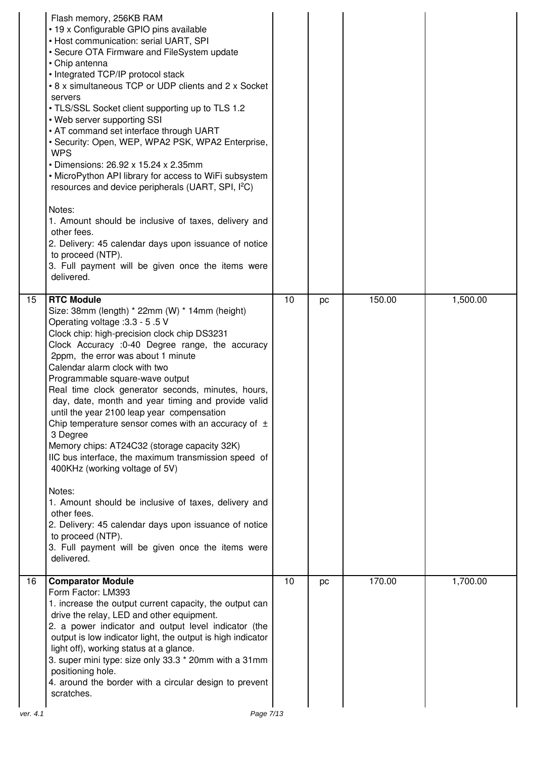| | | | | | |
|---|---|---|---|---|---|
| | Flash memory, 256KB RAM<br>• 19 x Configurable GPIO pins available<br>• Host communication: serial UART, SPI<br>• Secure OTA Firmware and FileSystem update<br>• Chip antenna<br>• Integrated TCP/IP protocol stack<br>• 8 x simultaneous TCP or UDP clients and 2 x Socket servers<br>• TLS/SSL Socket client supporting up to TLS 1.2<br>• Web server supporting SSI<br>• AT command set interface through UART<br>• Security: Open, WEP, WPA2 PSK, WPA2 Enterprise, WPS<br>• Dimensions: 26.92 x 15.24 x 2.35mm<br>• MicroPython API library for access to WiFi subsystem resources and device peripherals (UART, SPI, I²C)<br><br>Notes:<br>1. Amount should be inclusive of taxes, delivery and other fees.<br>2. Delivery: 45 calendar days upon issuance of notice to proceed (NTP).<br>3. Full payment will be given once the items were delivered. | | | | |
| 15 | **RTC Module**<br>Size: 38mm (length) * 22mm (W) * 14mm (height)<br>Operating voltage :3.3 - 5 .5 V<br>Clock chip: high-precision clock chip DS3231<br>Clock Accuracy :0-40 Degree range, the accuracy 2ppm, the error was about 1 minute<br>Calendar alarm clock with two<br>Programmable square-wave output<br>Real time clock generator seconds, minutes, hours, day, date, month and year timing and provide valid until the year 2100 leap year compensation<br>Chip temperature sensor comes with an accuracy of ± 3 Degree<br>Memory chips: AT24C32 (storage capacity 32K)<br>IIC bus interface, the maximum transmission speed of 400KHz (working voltage of 5V)<br><br>Notes:<br>1. Amount should be inclusive of taxes, delivery and other fees.<br>2. Delivery: 45 calendar days upon issuance of notice to proceed (NTP).<br>3. Full payment will be given once the items were delivered. | 10 | pc | 150.00 | 1,500.00 |
| 16 | **Comparator Module**<br>Form Factor: LM393<br>1. increase the output current capacity, the output can drive the relay, LED and other equipment.<br>2. a power indicator and output level indicator (the output is low indicator light, the output is high indicator light off), working status at a glance.<br>3. super mini type: size only 33.3 * 20mm with a 31mm positioning hole.<br>4. around the border with a circular design to prevent scratches. | 10 | pc | 170.00 | 1,700.00 |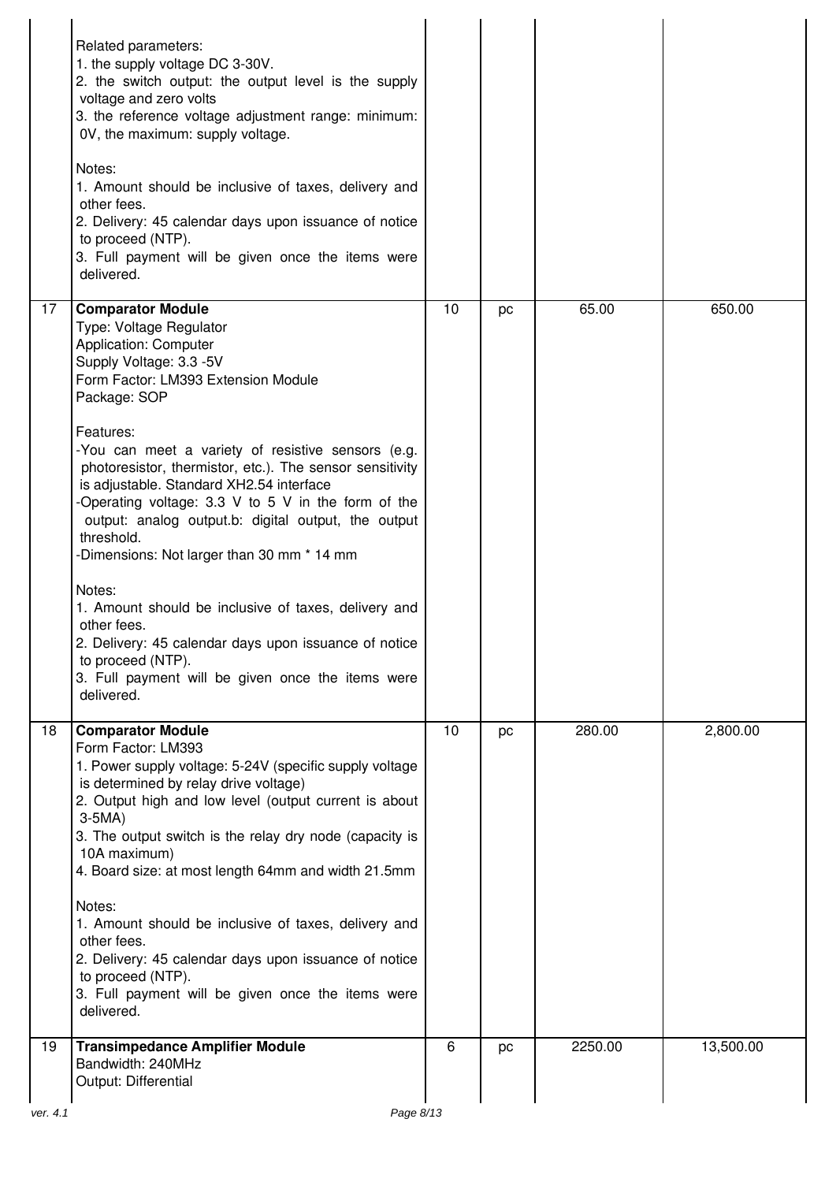| | | | | | |
|---|---|---|---|---|---|
| | Related parameters:<br>1. the supply voltage DC 3-30V.<br>2. the switch output: the output level is the supply voltage and zero volts<br>3. the reference voltage adjustment range: minimum: 0V, the maximum: supply voltage.<br><br>Notes:<br>1. Amount should be inclusive of taxes, delivery and other fees.<br>2. Delivery: 45 calendar days upon issuance of notice to proceed (NTP).<br>3. Full payment will be given once the items were delivered. | | | | |
| 17 | **Comparator Module**<br>Type: Voltage Regulator<br>Application: Computer<br>Supply Voltage: 3.3 -5V<br>Form Factor: LM393 Extension Module<br>Package: SOP<br><br>Features:<br>-You can meet a variety of resistive sensors (e.g. photoresistor, thermistor, etc.). The sensor sensitivity is adjustable. Standard XH2.54 interface<br>-Operating voltage: 3.3 V to 5 V in the form of the output: analog output.b: digital output, the output threshold.<br>-Dimensions: Not larger than 30 mm * 14 mm<br><br>Notes:<br>1. Amount should be inclusive of taxes, delivery and other fees.<br>2. Delivery: 45 calendar days upon issuance of notice to proceed (NTP).<br>3. Full payment will be given once the items were delivered. | 10 | pc | 65.00 | 650.00 |
| 18 | **Comparator Module**<br>Form Factor: LM393<br>1. Power supply voltage: 5-24V (specific supply voltage is determined by relay drive voltage)<br>2. Output high and low level (output current is about 3-5MA)<br>3. The output switch is the relay dry node (capacity is 10A maximum)<br>4. Board size: at most length 64mm and width 21.5mm<br><br>Notes:<br>1. Amount should be inclusive of taxes, delivery and other fees.<br>2. Delivery: 45 calendar days upon issuance of notice to proceed (NTP).<br>3. Full payment will be given once the items were delivered. | 10 | pc | 280.00 | 2,800.00 |
| 19 | **Transimpedance Amplifier Module**<br>Bandwidth: 240MHz<br>Output: Differential | 6 | pc | 2250.00 | 13,500.00 |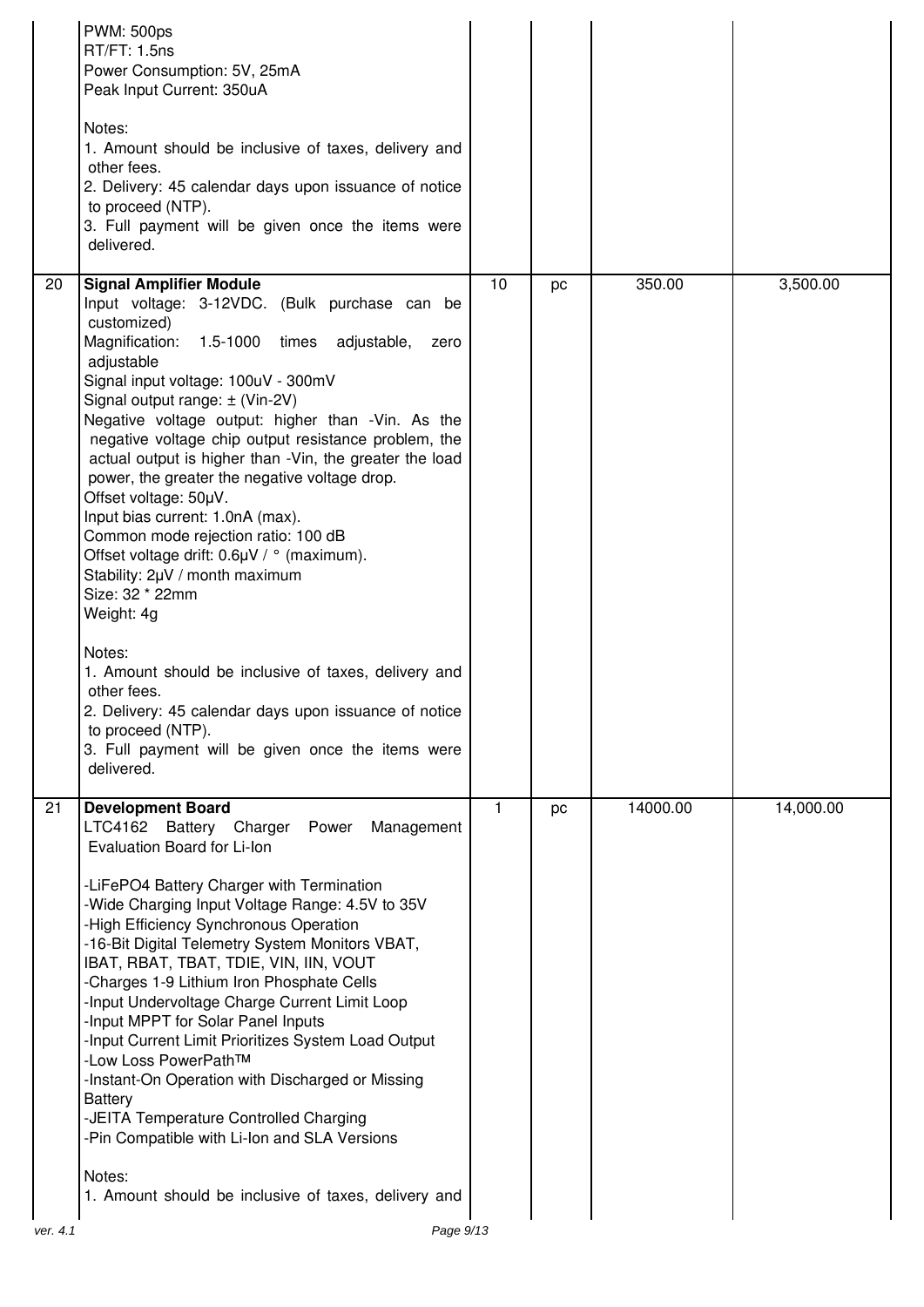| | | | | | |
|---|---|---|---|---|---|
| | PWM: 500ps<br>RT/FT: 1.5ns<br>Power Consumption: 5V, 25mA<br>Peak Input Current: 350uA<br><br>Notes:<br>1. Amount should be inclusive of taxes, delivery and other fees.<br>2. Delivery: 45 calendar days upon issuance of notice to proceed (NTP).<br>3. Full payment will be given once the items were delivered. | | | | |
| 20 | **Signal Amplifier Module**<br>Input voltage: 3-12VDC. (Bulk purchase can be customized)<br>Magnification: 1.5-1000 times adjustable, zero adjustable<br>Signal input voltage: 100uV - 300mV<br>Signal output range: ± (Vin-2V)<br>Negative voltage output: higher than -Vin. As the negative voltage chip output resistance problem, the actual output is higher than -Vin, the greater the load power, the greater the negative voltage drop.<br>Offset voltage: 50μV.<br>Input bias current: 1.0nA (max).<br>Common mode rejection ratio: 100 dB<br>Offset voltage drift: 0.6μV / ° (maximum).<br>Stability: 2μV / month maximum<br>Size: 32 * 22mm<br>Weight: 4g<br><br>Notes:<br>1. Amount should be inclusive of taxes, delivery and other fees.<br>2. Delivery: 45 calendar days upon issuance of notice to proceed (NTP).<br>3. Full payment will be given once the items were delivered. | 10 | pc | 350.00 | 3,500.00 |
| 21 | **Development Board**<br>LTC4162 Battery Charger Power Management Evaluation Board for Li-Ion<br><br>-LiFePO4 Battery Charger with Termination<br>-Wide Charging Input Voltage Range: 4.5V to 35V<br>-High Efficiency Synchronous Operation<br>-16-Bit Digital Telemetry System Monitors VBAT, IBAT, RBAT, TBAT, TDIE, VIN, IIN, VOUT<br>-Charges 1-9 Lithium Iron Phosphate Cells<br>-Input Undervoltage Charge Current Limit Loop<br>-Input MPPT for Solar Panel Inputs<br>-Input Current Limit Prioritizes System Load Output<br>-Low Loss PowerPath™<br>-Instant-On Operation with Discharged or Missing Battery<br>-JEITA Temperature Controlled Charging<br>-Pin Compatible with Li-Ion and SLA Versions<br><br>Notes:<br>1. Amount should be inclusive of taxes, delivery and | 1 | pc | 14000.00 | 14,000.00 |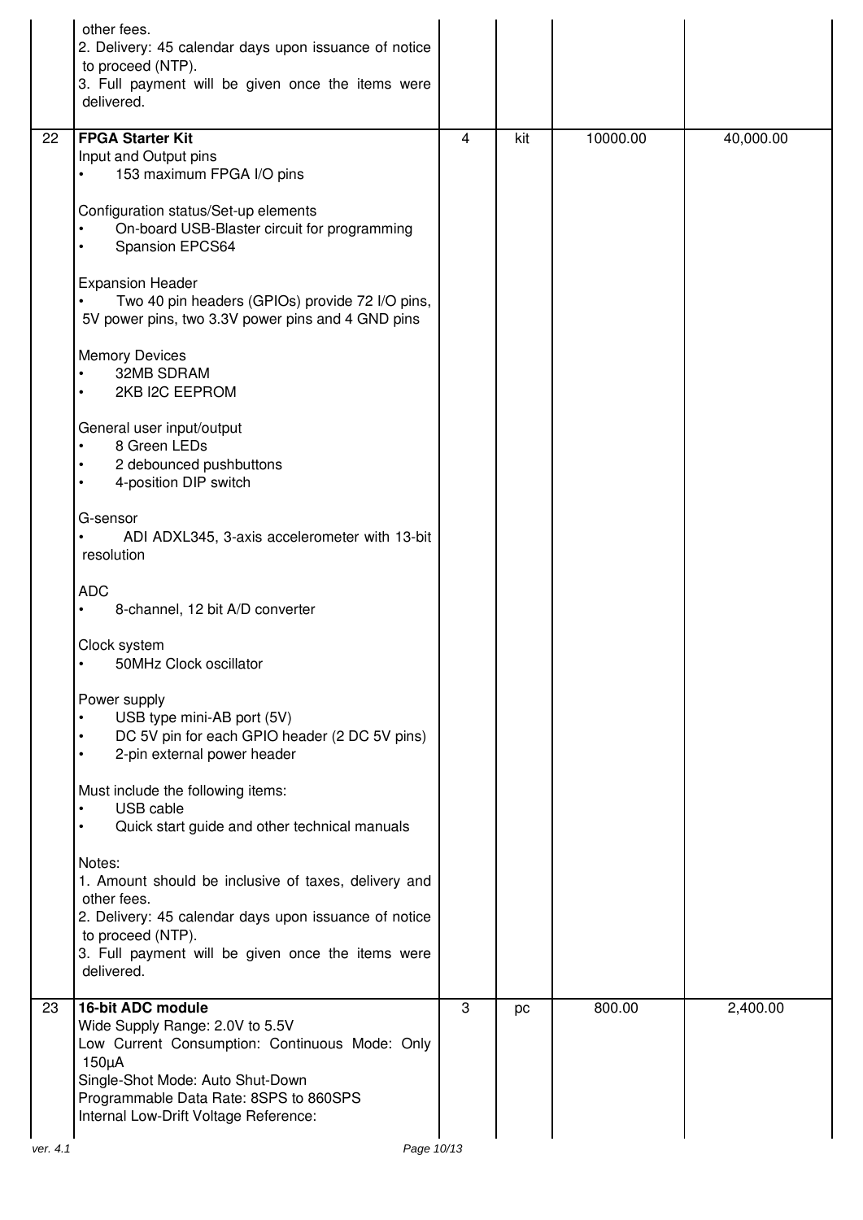| | | | | | |
|---|---|---|---|---|---|
| | other fees.<br>2. Delivery: 45 calendar days upon issuance of notice to proceed (NTP).<br>3. Full payment will be given once the items were delivered. | | | | |
| 22 | **FPGA Starter Kit**<br>Input and Output pins<br>• 153 maximum FPGA I/O pins<br><br>Configuration status/Set-up elements<br>• On-board USB-Blaster circuit for programming<br>• Spansion EPCS64<br><br>Expansion Header<br>• Two 40 pin headers (GPIOs) provide 72 I/O pins, 5V power pins, two 3.3V power pins and 4 GND pins<br><br>Memory Devices<br>• 32MB SDRAM<br>• 2KB I2C EEPROM<br><br>General user input/output<br>• 8 Green LEDs<br>• 2 debounced pushbuttons<br>• 4-position DIP switch<br><br>G-sensor<br>• ADI ADXL345, 3-axis accelerometer with 13-bit resolution<br><br>ADC<br>• 8-channel, 12 bit A/D converter<br><br>Clock system<br>• 50MHz Clock oscillator<br><br>Power supply<br>• USB type mini-AB port (5V)<br>• DC 5V pin for each GPIO header (2 DC 5V pins)<br>• 2-pin external power header<br><br>Must include the following items:<br>• USB cable<br>• Quick start guide and other technical manuals<br><br>Notes:<br>1. Amount should be inclusive of taxes, delivery and other fees.<br>2. Delivery: 45 calendar days upon issuance of notice to proceed (NTP).<br>3. Full payment will be given once the items were delivered. | 4 | kit | 10000.00 | 40,000.00 |
| 23 | **16-bit ADC module**<br>Wide Supply Range: 2.0V to 5.5V<br>Low Current Consumption: Continuous Mode: Only 150µA<br>Single-Shot Mode: Auto Shut-Down<br>Programmable Data Rate: 8SPS to 860SPS<br>Internal Low-Drift Voltage Reference: | 3 | pc | 800.00 | 2,400.00 |

ver. 4.1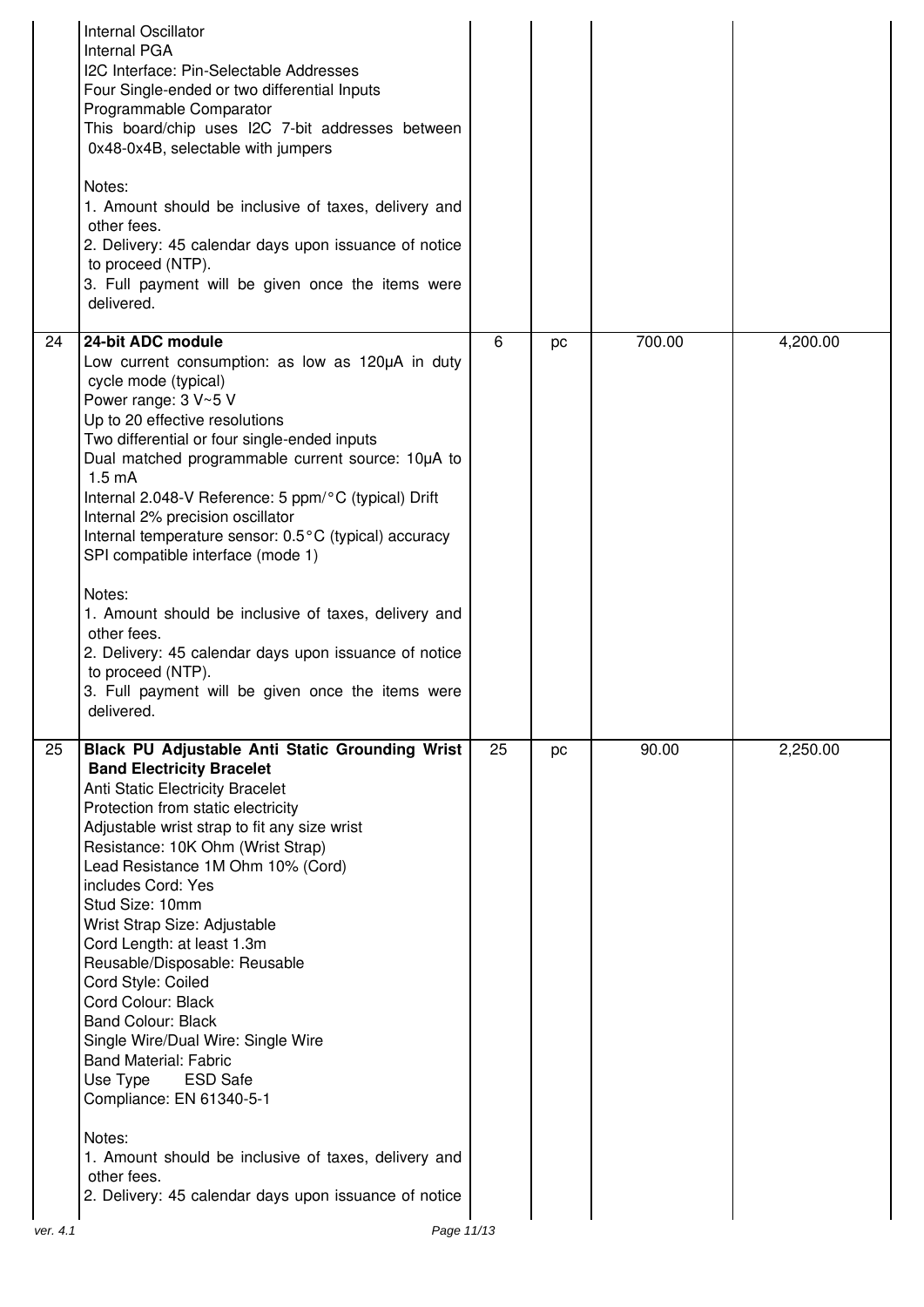| | | | | | |
|---|---|---|---|---|---|
| | Internal Oscillator<br>Internal PGA<br>I2C Interface: Pin-Selectable Addresses<br>Four Single-ended or two differential Inputs<br>Programmable Comparator<br>This board/chip uses I2C 7-bit addresses between 0x48-0x4B, selectable with jumpers<br><br>Notes:<br>1. Amount should be inclusive of taxes, delivery and other fees.<br>2. Delivery: 45 calendar days upon issuance of notice to proceed (NTP).<br>3. Full payment will be given once the items were delivered. | | | | |
| 24 | **24-bit ADC module**<br>Low current consumption: as low as 120μA in duty cycle mode (typical)<br>Power range: 3 V~5 V<br>Up to 20 effective resolutions<br>Two differential or four single-ended inputs<br>Dual matched programmable current source: 10μA to 1.5 mA<br>Internal 2.048-V Reference: 5 ppm/°C (typical) Drift<br>Internal 2% precision oscillator<br>Internal temperature sensor: 0.5°C (typical) accuracy<br>SPI compatible interface (mode 1)<br><br>Notes:<br>1. Amount should be inclusive of taxes, delivery and other fees.<br>2. Delivery: 45 calendar days upon issuance of notice to proceed (NTP).<br>3. Full payment will be given once the items were delivered. | 6 | pc | 700.00 | 4,200.00 |
| 25 | **Black PU Adjustable Anti Static Grounding Wrist Band Electricity Bracelet**<br>Anti Static Electricity Bracelet<br>Protection from static electricity<br>Adjustable wrist strap to fit any size wrist<br>Resistance: 10K Ohm (Wrist Strap)<br>Lead Resistance 1M Ohm 10% (Cord)<br>includes Cord: Yes<br>Stud Size: 10mm<br>Wrist Strap Size: Adjustable<br>Cord Length: at least 1.3m<br>Reusable/Disposable: Reusable<br>Cord Style: Coiled<br>Cord Colour: Black<br>Band Colour: Black<br>Single Wire/Dual Wire: Single Wire<br>Band Material: Fabric<br>Use Type ESD Safe<br>Compliance: EN 61340-5-1<br><br>Notes:<br>1. Amount should be inclusive of taxes, delivery and other fees.<br>2. Delivery: 45 calendar days upon issuance of notice | 25 | pc | 90.00 | 2,250.00 |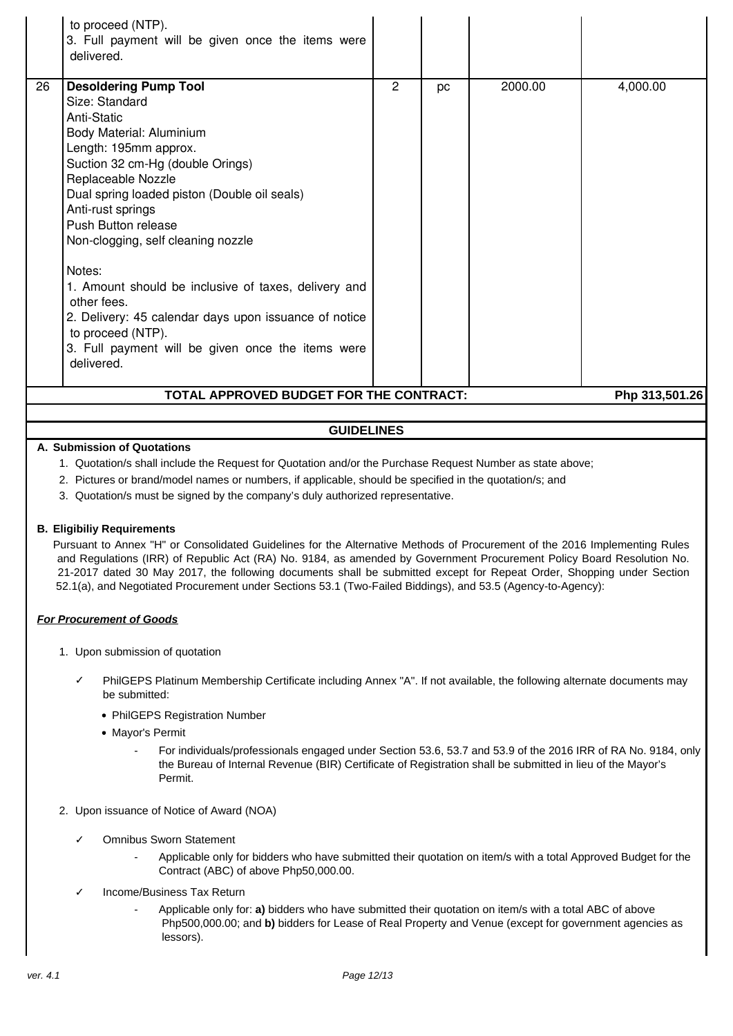| | | | | | |
|---|---|---|---|---|---|
| | to proceed (NTP).<br>3. Full payment will be given once the items were delivered. | | | | |
| 26 | **Desoldering Pump Tool**<br>Size: Standard<br>Anti-Static<br>Body Material: Aluminium<br>Length: 195mm approx.<br>Suction 32 cm-Hg (double Orings)<br>Replaceable Nozzle<br>Dual spring loaded piston (Double oil seals)<br>Anti-rust springs<br>Push Button release<br>Non-clogging, self cleaning nozzle<br><br>Notes:<br>1. Amount should be inclusive of taxes, delivery and other fees.<br>2. Delivery: 45 calendar days upon issuance of notice to proceed (NTP).<br>3. Full payment will be given once the items were delivered. | 2 | pc | 2000.00 | 4,000.00 |
| | **TOTAL APPROVED BUDGET FOR THE CONTRACT:** | | | | **Php 313,501.26** |

## GUIDELINES

**A. Submission of Quotations**

1. Quotation/s shall include the Request for Quotation and/or the Purchase Request Number as state above;
2. Pictures or brand/model names or numbers, if applicable, should be specified in the quotation/s; and
3. Quotation/s must be signed by the company's duly authorized representative.

**B. Eligibiliy Requirements**

Pursuant to Annex "H" or Consolidated Guidelines for the Alternative Methods of Procurement of the 2016 Implementing Rules and Regulations (IRR) of Republic Act (RA) No. 9184, as amended by Government Procurement Policy Board Resolution No. 21-2017 dated 30 May 2017, the following documents shall be submitted except for Repeat Order, Shopping under Section 52.1(a), and Negotiated Procurement under Sections 53.1 (Two-Failed Biddings), and 53.5 (Agency-to-Agency):

***For Procurement of Goods***

1. Upon submission of quotation

   ✓ PhilGEPS Platinum Membership Certificate including Annex "A". If not available, the following alternate documents may be submitted:

   - PhilGEPS Registration Number
   - Mayor's Permit
     - For individuals/professionals engaged under Section 53.6, 53.7 and 53.9 of the 2016 IRR of RA No. 9184, only the Bureau of Internal Revenue (BIR) Certificate of Registration shall be submitted in lieu of the Mayor's Permit.

2. Upon issuance of Notice of Award (NOA)

   ✓ Omnibus Sworn Statement
     - Applicable only for bidders who have submitted their quotation on item/s with a total Approved Budget for the Contract (ABC) of above Php50,000.00.

   ✓ Income/Business Tax Return
     - Applicable only for: **a)** bidders who have submitted their quotation on item/s with a total ABC of above Php500,000.00; and **b)** bidders for Lease of Real Property and Venue (except for government agencies as lessors).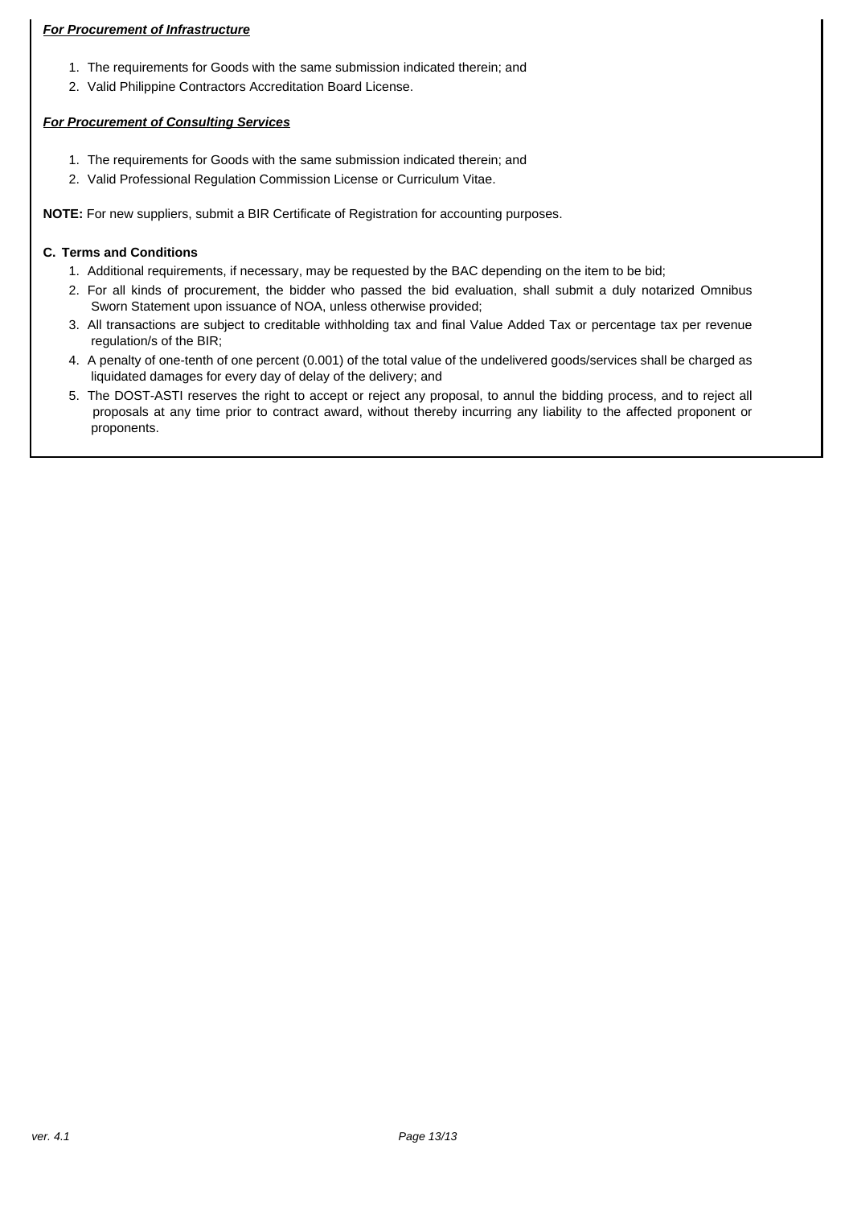***For Procurement of Infrastructure***

1. The requirements for Goods with the same submission indicated therein; and
2. Valid Philippine Contractors Accreditation Board License.

***For Procurement of Consulting Services***

1. The requirements for Goods with the same submission indicated therein; and
2. Valid Professional Regulation Commission License or Curriculum Vitae.

**NOTE:** For new suppliers, submit a BIR Certificate of Registration for accounting purposes.

**C. Terms and Conditions**

1. Additional requirements, if necessary, may be requested by the BAC depending on the item to be bid;
2. For all kinds of procurement, the bidder who passed the bid evaluation, shall submit a duly notarized Omnibus Sworn Statement upon issuance of NOA, unless otherwise provided;
3. All transactions are subject to creditable withholding tax and final Value Added Tax or percentage tax per revenue regulation/s of the BIR;
4. A penalty of one-tenth of one percent (0.001) of the total value of the undelivered goods/services shall be charged as liquidated damages for every day of delay of the delivery; and
5. The DOST-ASTI reserves the right to accept or reject any proposal, to annul the bidding process, and to reject all proposals at any time prior to contract award, without thereby incurring any liability to the affected proponent or proponents.

*ver. 4.1*